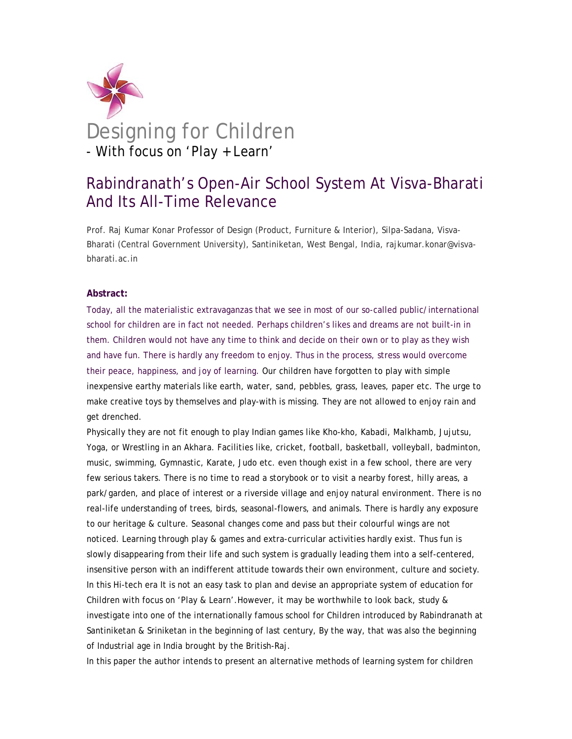# Designing for Children

- With focus on 'Play + Learn'

## Rabindranath's Open-Air School System At Visva-Bharati And Its All-Time Relevance

Prof. Raj Kumar Konar Professor of Design (Product, Furniture & Interior), Silpa-Sadana, Visva-Bharati (Central Government University), Santiniketan, West Bengal, India, rajkumar.konar@visva-bharati.ac.in

**Abstract:**

Today, all the materialistic extravaganzas that we see in most of our so-called public/international school for children are in fact not needed. Perhaps children's likes and dreams are not built-in in them. Children would not have any time to think and decide on their own or to play as they wish and have fun. There is hardly any freedom to enjoy. Thus in the process, stress would overcome their peace, happiness, and joy of learning. Our children have forgotten to play with simple inexpensive earthy materials like earth, water, sand, pebbles, grass, leaves, paper etc. The urge to make creative toys by themselves and play-with is missing. They are not allowed to enjoy rain and get drenched.

Physically they are not fit enough to play Indian games like Kho-kho, Kabadi, Malkhamb, Jujutsu, Yoga, or Wrestling in an Akhara. Facilities like, cricket, football, basketball, volleyball, badminton, music, swimming, Gymnastic, Karate, Judo etc. even though exist in a few school, there are very few serious takers. There is no time to read a storybook or to visit a nearby forest, hilly areas, a park/garden, and place of interest or a riverside village and enjoy natural environment. There is no real-life understanding of trees, birds, seasonal-flowers, and animals. There is hardly any exposure to our heritage & culture. Seasonal changes come and pass but their colourful wings are not noticed. Learning through play & games and extra-curricular activities hardly exist. Thus fun is slowly disappearing from their life and such system is gradually leading them into a self-centered, insensitive person with an indifferent attitude towards their own environment, culture and society. In this Hi-tech era It is not an easy task to plan and devise an appropriate system of education for Children with focus on 'Play & Learn'.However, it may be worthwhile to look back, study & investigate into one of the internationally famous school for Children introduced by Rabindranath at Santiniketan & Sriniketan in the beginning of last century, By the way, that was also the beginning of Industrial age in India brought by the British-Raj.

In this paper the author intends to present an alternative methods of learning system for children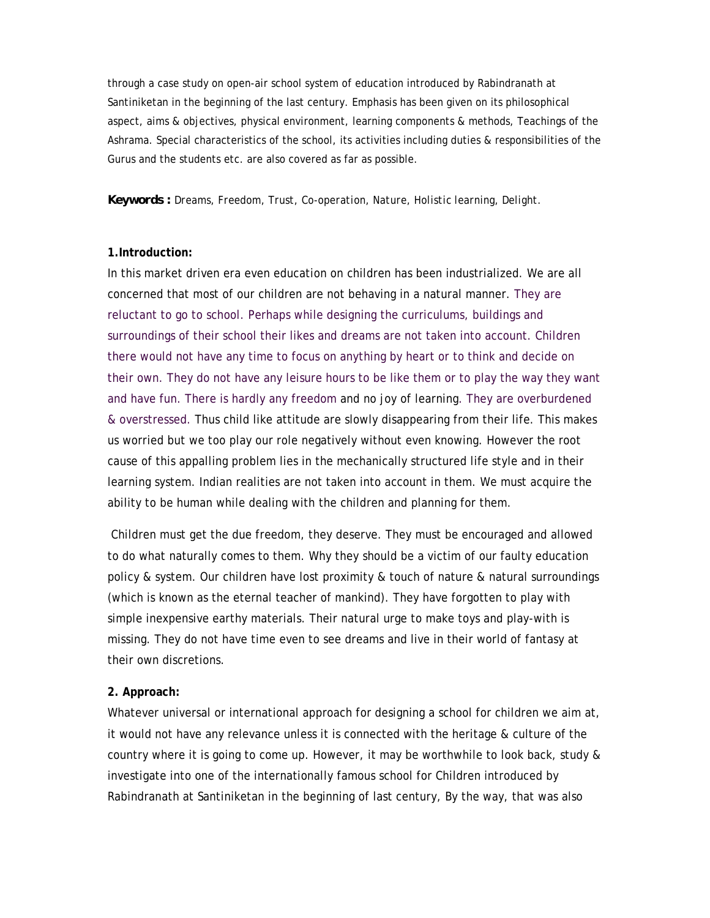through a case study on open-air school system of education introduced by Rabindranath at Santiniketan in the beginning of the last century. Emphasis has been given on its philosophical aspect, aims & objectives, physical environment, learning components & methods, Teachings of the Ashrama. Special characteristics of the school, its activities including duties & responsibilities of the Gurus and the students etc. are also covered as far as possible.

**Keywords :** Dreams, Freedom, Trust, Co-operation, Nature, Holistic learning, Delight.

**1. Introduction:**

In this market driven era even education on children has been industrialized. We are all concerned that most of our children are not behaving in a natural manner. They are reluctant to go to school. Perhaps while designing the curriculums, buildings and surroundings of their school their likes and dreams are not taken into account. Children there would not have any time to focus on anything by heart or to think and decide on their own. They do not have any leisure hours to be like them or to play the way they want and have fun. There is hardly any freedom and no joy of learning. They are overburdened & overstressed. Thus child like attitude are slowly disappearing from their life. This makes us worried but we too play our role negatively without even knowing. However the root cause of this appalling problem lies in the mechanically structured life style and in their learning system. Indian realities are not taken into account in them. We must acquire the ability to be human while dealing with the children and planning for them.

Children must get the due freedom, they deserve. They must be encouraged and allowed to do what naturally comes to them. Why they should be a victim of our faulty education policy & system. Our children have lost proximity & touch of nature & natural surroundings (which is known as the eternal teacher of mankind). They have forgotten to play with simple inexpensive earthy materials. Their natural urge to make toys and play-with is missing. They do not have time even to see dreams and live in their world of fantasy at their own discretions.

**2. Approach:**

Whatever universal or international approach for designing a school for children we aim at, it would not have any relevance unless it is connected with the heritage & culture of the country where it is going to come up. However, it may be worthwhile to look back, study & investigate into one of the internationally famous school for Children introduced by Rabindranath at Santiniketan in the beginning of last century, By the way, that was also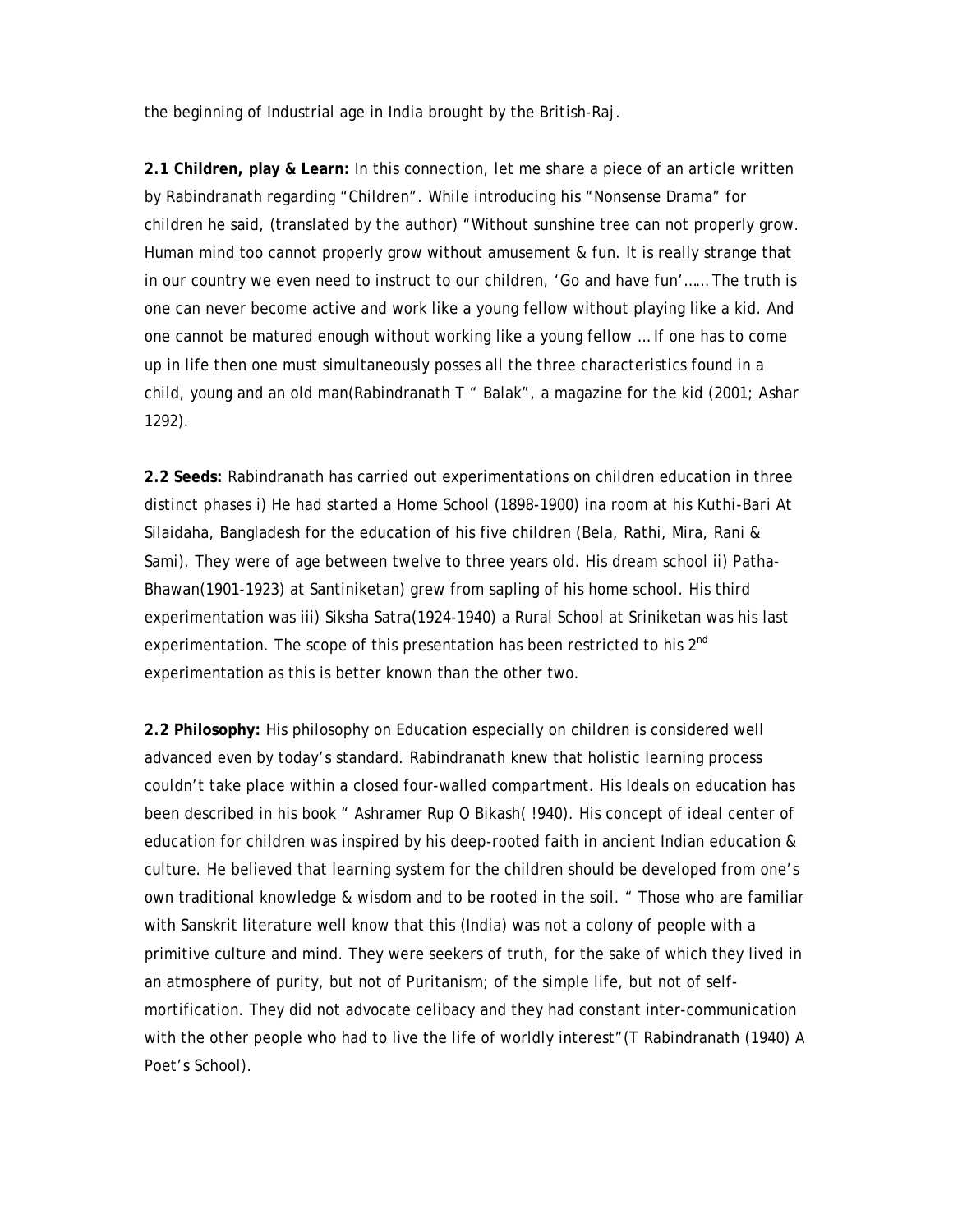the beginning of Industrial age in India brought by the British-Raj.

**2.1 Children, play & Learn:** In this connection, let me share a piece of an article written by Rabindranath regarding "Children". While introducing his "Nonsense Drama" for children he said, (translated by the author) "Without sunshine tree can not properly grow. Human mind too cannot properly grow without amusement & fun. It is really strange that in our country we even need to instruct to our children, 'Go and have fun'…… The truth is one can never become active and work like a young fellow without playing like a kid. And one cannot be matured enough without working like a young fellow … If one has to come up in life then one must simultaneously posses all the three characteristics found in a child, young and an old man(Rabindranath T " Balak", a magazine for the kid (2001; Ashar 1292).

**2.2 Seeds:** Rabindranath has carried out experimentations on children education in three distinct phases i) He had started a Home School (1898-1900) ina room at his Kuthi-Bari At Silaidaha, Bangladesh for the education of his five children (Bela, Rathi, Mira, Rani & Sami). They were of age between twelve to three years old. His dream school ii) Patha-Bhawan(1901-1923) at Santiniketan) grew from sapling of his home school. His third experimentation was iii) Siksha Satra(1924-1940) a Rural School at Sriniketan was his last experimentation. The scope of this presentation has been restricted to his 2nd experimentation as this is better known than the other two.

**2.2 Philosophy:** His philosophy on Education especially on children is considered well advanced even by today's standard. Rabindranath knew that holistic learning process couldn't take place within a closed four-walled compartment. His Ideals on education has been described in his book " Ashramer Rup O Bikash( !940). His concept of ideal center of education for children was inspired by his deep-rooted faith in ancient Indian education & culture. He believed that learning system for the children should be developed from one's own traditional knowledge & wisdom and to be rooted in the soil. " Those who are familiar with Sanskrit literature well know that this (India) was not a colony of people with a primitive culture and mind. They were seekers of truth, for the sake of which they lived in an atmosphere of purity, but not of Puritanism; of the simple life, but not of self-mortification. They did not advocate celibacy and they had constant inter-communication with the other people who had to live the life of worldly interest"(T Rabindranath (1940) A Poet's School).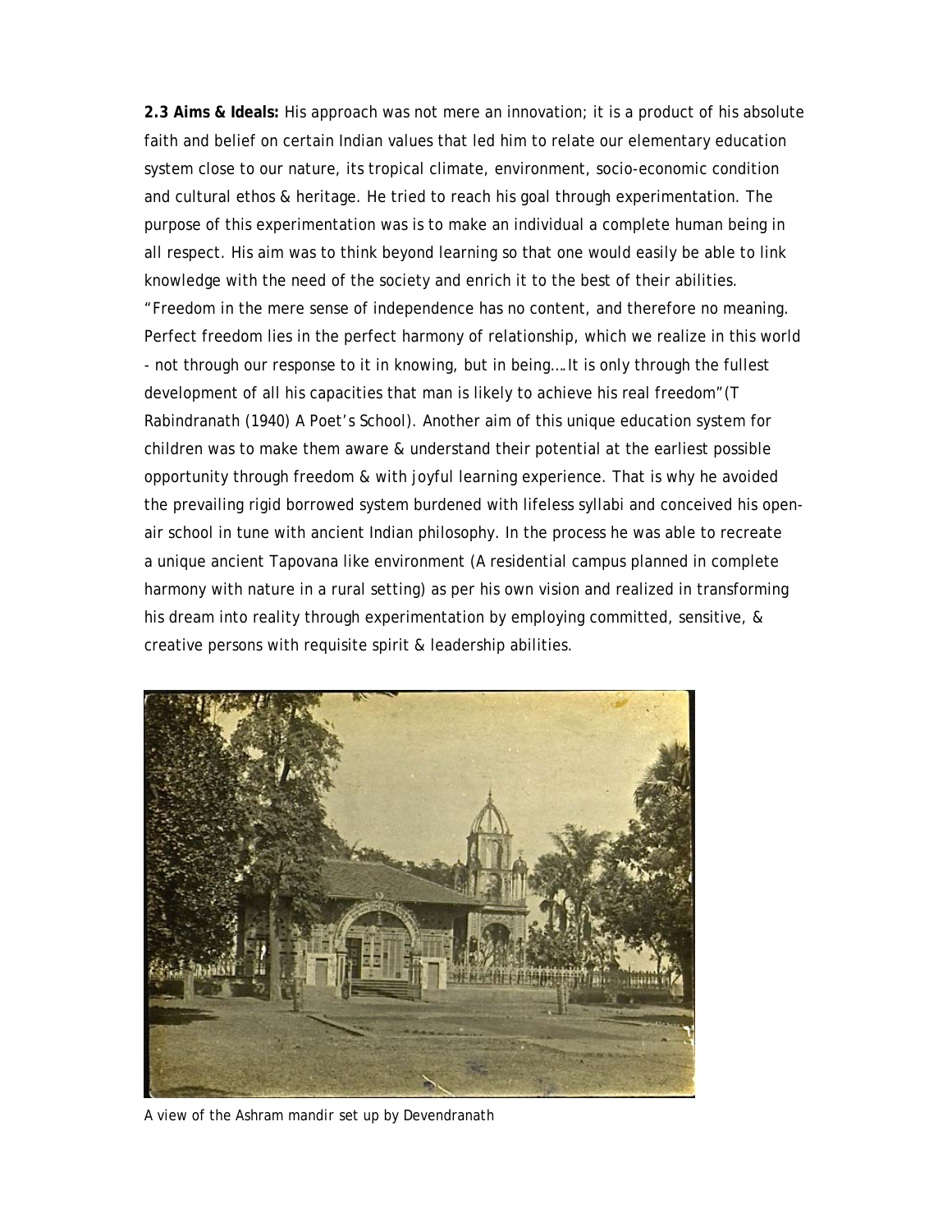**2.3 Aims & Ideals:** His approach was not mere an innovation; it is a product of his absolute faith and belief on certain Indian values that led him to relate our elementary education system close to our nature, its tropical climate, environment, socio-economic condition and cultural ethos & heritage. He tried to reach his goal through experimentation. The purpose of this experimentation was is to make an individual a complete human being in all respect. His aim was to think beyond learning so that one would easily be able to link knowledge with the need of the society and enrich it to the best of their abilities. "Freedom in the mere sense of independence has no content, and therefore no meaning. Perfect freedom lies in the perfect harmony of relationship, which we realize in this world - not through our response to it in knowing, but in being….It is only through the fullest development of all his capacities that man is likely to achieve his real freedom"(T Rabindranath (1940) A Poet's School). Another aim of this unique education system for children was to make them aware & understand their potential at the earliest possible opportunity through freedom & with joyful learning experience. That is why he avoided the prevailing rigid borrowed system burdened with lifeless syllabi and conceived his open-air school in tune with ancient Indian philosophy. In the process he was able to recreate a unique ancient Tapovana like environment (A residential campus planned in complete harmony with nature in a rural setting) as per his own vision and realized in transforming his dream into reality through experimentation by employing committed, sensitive, & creative persons with requisite spirit & leadership abilities.

A view of the Ashram mandir set up by Devendranath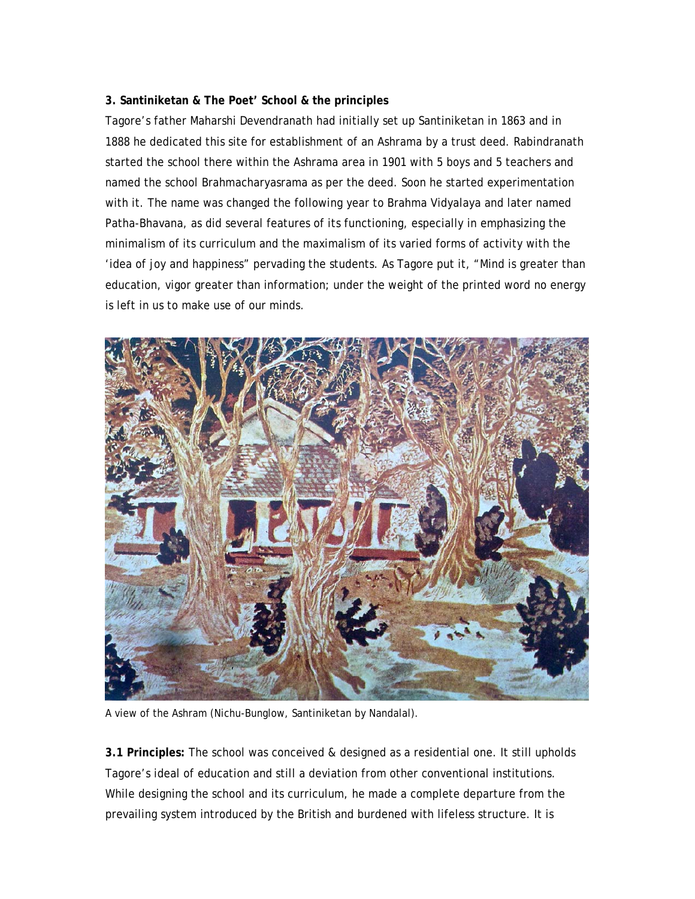**3. Santiniketan & The Poet' School & the principles**

Tagore's father Maharshi Devendranath had initially set up Santiniketan in 1863 and in 1888 he dedicated this site for establishment of an Ashrama by a trust deed. Rabindranath started the school there within the Ashrama area in 1901 with 5 boys and 5 teachers and named the school Brahmacharyasrama as per the deed. Soon he started experimentation with it. The name was changed the following year to Brahma Vidyalaya and later named Patha-Bhavana, as did several features of its functioning, especially in emphasizing the minimalism of its curriculum and the maximalism of its varied forms of activity with the 'idea of joy and happiness" pervading the students. As Tagore put it, "Mind is greater than education, vigor greater than information; under the weight of the printed word no energy is left in us to make use of our minds.

A view of the Ashram (Nichu-Bunglow, Santiniketan by Nandalal).

**3.1 Principles:** The school was conceived & designed as a residential one. It still upholds Tagore's ideal of education and still a deviation from other conventional institutions. While designing the school and its curriculum, he made a complete departure from the prevailing system introduced by the British and burdened with lifeless structure. It is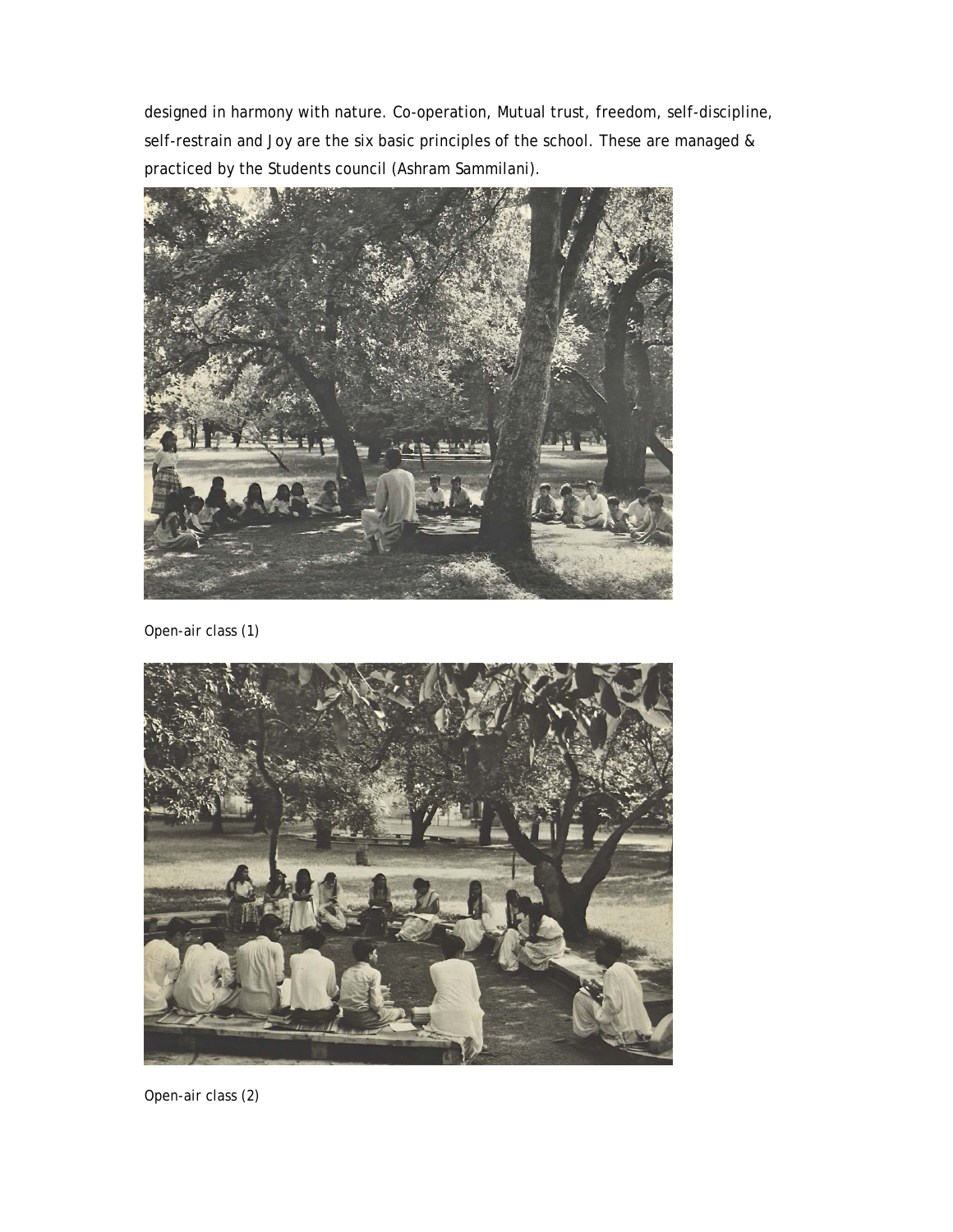designed in harmony with nature. Co-operation, Mutual trust, freedom, self-discipline, self-restrain and Joy are the six basic principles of the school. These are managed & practiced by the Students council (Ashram Sammilani).

Open-air class (1)

Open-air class (2)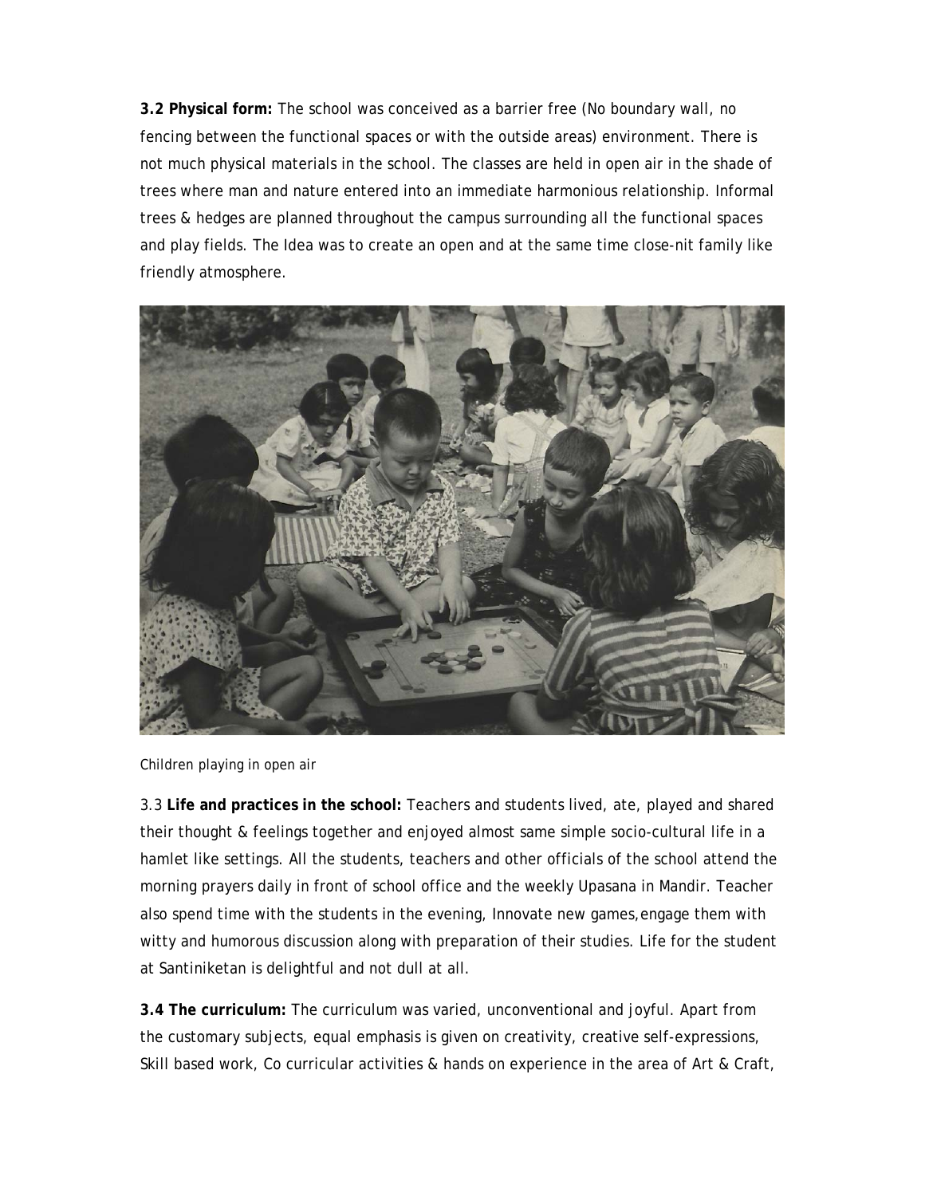**3.2 Physical form:** The school was conceived as a barrier free (No boundary wall, no fencing between the functional spaces or with the outside areas) environment. There is not much physical materials in the school. The classes are held in open air in the shade of trees where man and nature entered into an immediate harmonious relationship. Informal trees & hedges are planned throughout the campus surrounding all the functional spaces and play fields. The Idea was to create an open and at the same time close-nit family like friendly atmosphere.

Children playing in open air

3.3 **Life and practices in the school:** Teachers and students lived, ate, played and shared their thought & feelings together and enjoyed almost same simple socio-cultural life in a hamlet like settings. All the students, teachers and other officials of the school attend the morning prayers daily in front of school office and the weekly Upasana in Mandir. Teacher also spend time with the students in the evening, Innovate new games,engage them with witty and humorous discussion along with preparation of their studies. Life for the student at Santiniketan is delightful and not dull at all.

**3.4 The curriculum:** The curriculum was varied, unconventional and joyful. Apart from the customary subjects, equal emphasis is given on creativity, creative self-expressions, Skill based work, Co curricular activities & hands on experience in the area of Art & Craft,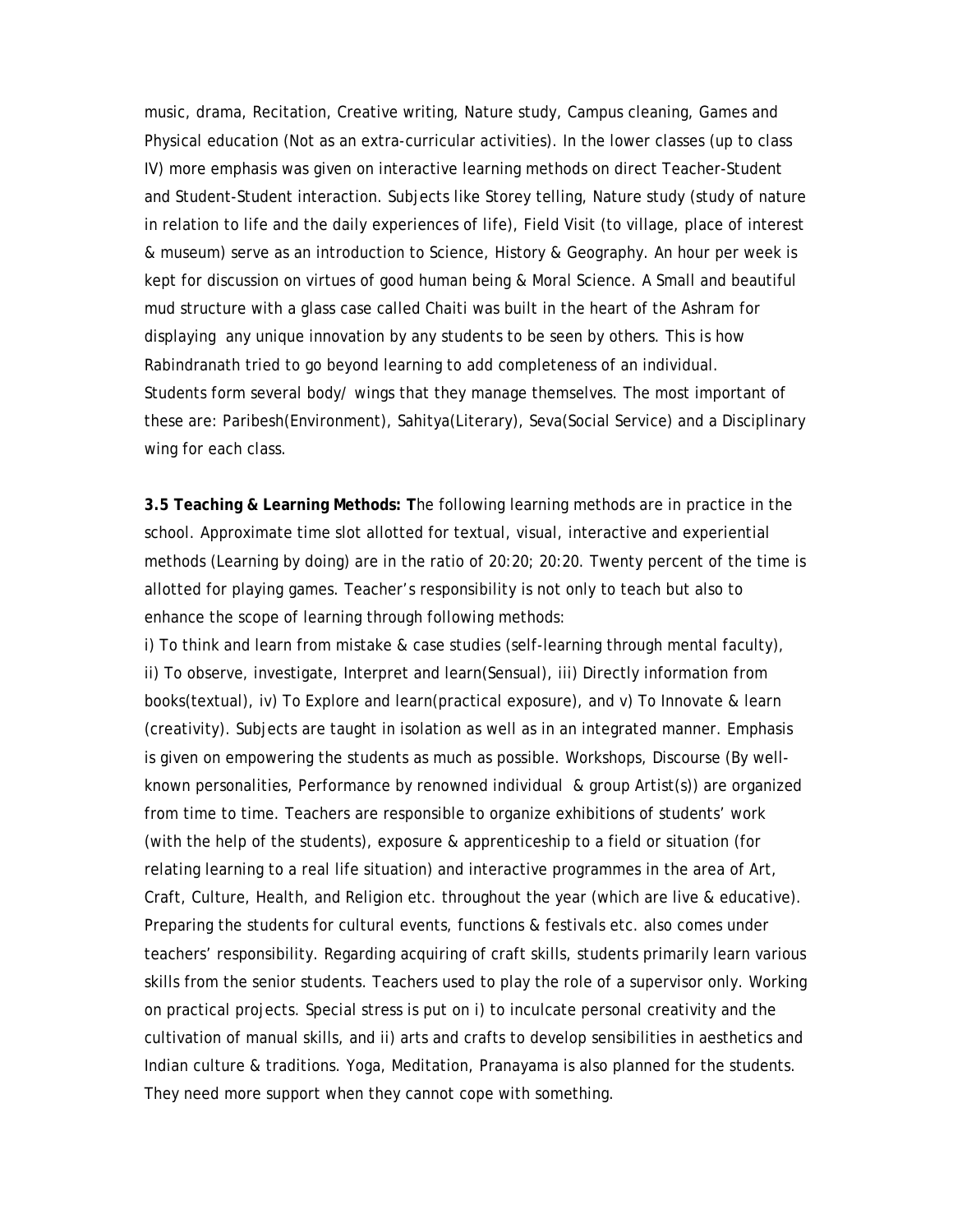music, drama, Recitation, Creative writing, Nature study, Campus cleaning, Games and Physical education (Not as an extra-curricular activities). In the lower classes (up to class IV) more emphasis was given on interactive learning methods on direct Teacher-Student and Student-Student interaction. Subjects like Storey telling, Nature study (study of nature in relation to life and the daily experiences of life), Field Visit (to village, place of interest & museum) serve as an introduction to Science, History & Geography. An hour per week is kept for discussion on virtues of good human being & Moral Science. A Small and beautiful mud structure with a glass case called Chaiti was built in the heart of the Ashram for displaying any unique innovation by any students to be seen by others. This is how Rabindranath tried to go beyond learning to add completeness of an individual. Students form several body/ wings that they manage themselves. The most important of these are: Paribesh(Environment), Sahitya(Literary), Seva(Social Service) and a Disciplinary wing for each class.

**3.5 Teaching & Learning Methods: T**he following learning methods are in practice in the school. Approximate time slot allotted for textual, visual, interactive and experiential methods (Learning by doing) are in the ratio of 20:20; 20:20. Twenty percent of the time is allotted for playing games. Teacher's responsibility is not only to teach but also to enhance the scope of learning through following methods:

i) To think and learn from mistake & case studies (self-learning through mental faculty), ii) To observe, investigate, Interpret and learn(Sensual), iii) Directly information from books(textual), iv) To Explore and learn(practical exposure), and v) To Innovate & learn (creativity). Subjects are taught in isolation as well as in an integrated manner. Emphasis is given on empowering the students as much as possible. Workshops, Discourse (By well-known personalities, Performance by renowned individual & group Artist(s)) are organized from time to time. Teachers are responsible to organize exhibitions of students' work (with the help of the students), exposure & apprenticeship to a field or situation (for relating learning to a real life situation) and interactive programmes in the area of Art, Craft, Culture, Health, and Religion etc. throughout the year (which are live & educative). Preparing the students for cultural events, functions & festivals etc. also comes under teachers' responsibility. Regarding acquiring of craft skills, students primarily learn various skills from the senior students. Teachers used to play the role of a supervisor only. Working on practical projects. Special stress is put on i) to inculcate personal creativity and the cultivation of manual skills, and ii) arts and crafts to develop sensibilities in aesthetics and Indian culture & traditions. Yoga, Meditation, Pranayama is also planned for the students. They need more support when they cannot cope with something.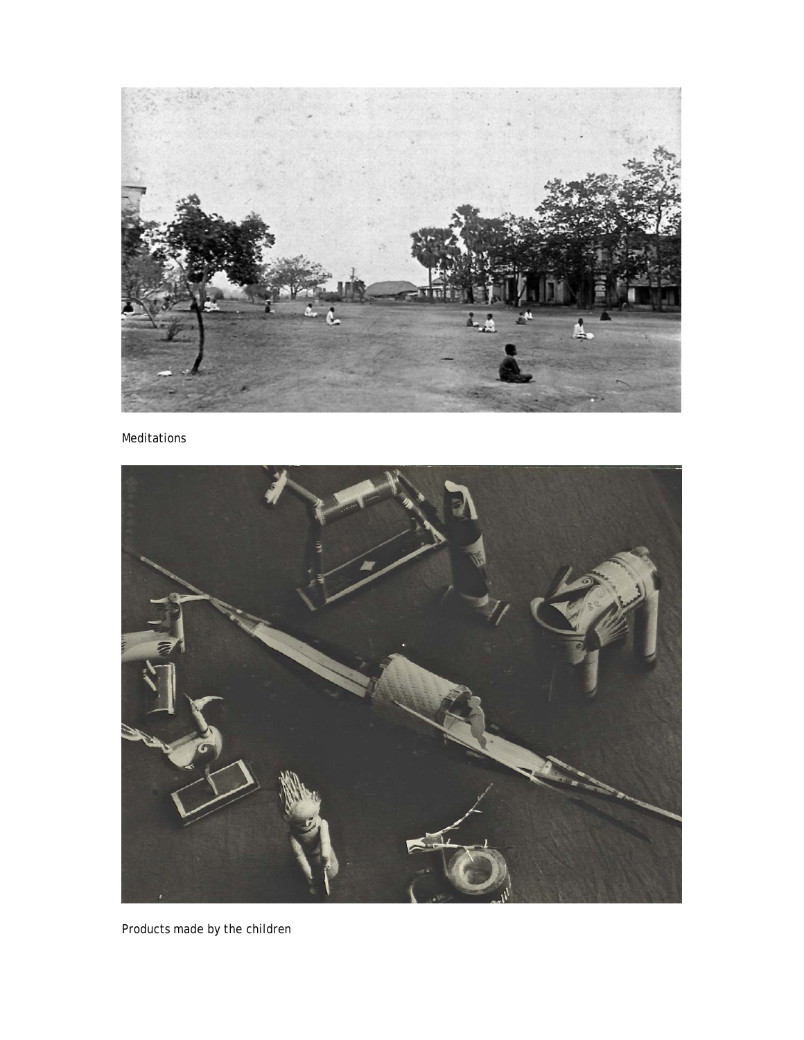Meditations

Products made by the children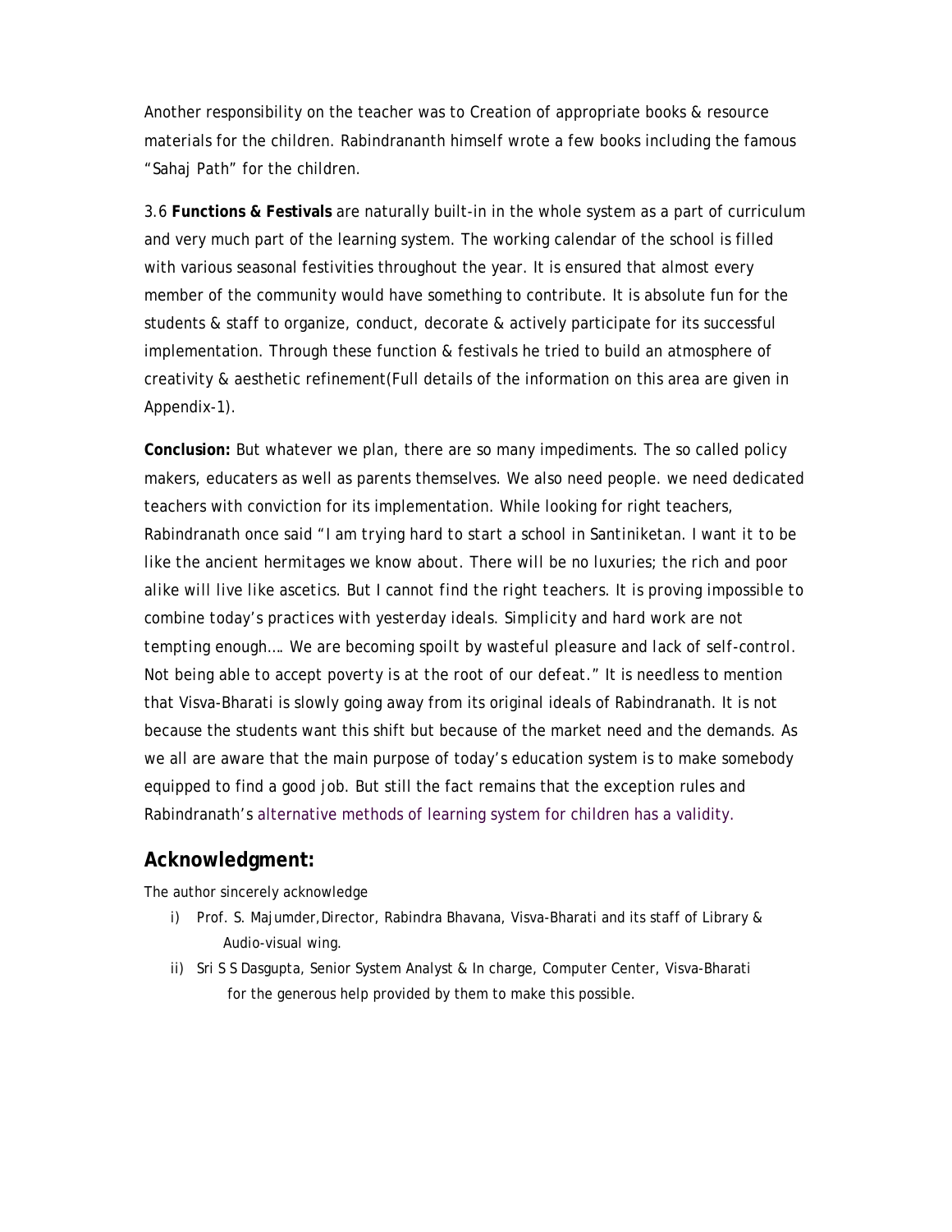Another responsibility on the teacher was to Creation of appropriate books & resource materials for the children. Rabindrananth himself wrote a few books including the famous "Sahaj Path" for the children.

3.6 **Functions & Festivals** are naturally built-in in the whole system as a part of curriculum and very much part of the learning system. The working calendar of the school is filled with various seasonal festivities throughout the year. It is ensured that almost every member of the community would have something to contribute. It is absolute fun for the students & staff to organize, conduct, decorate & actively participate for its successful implementation. Through these function & festivals he tried to build an atmosphere of creativity & aesthetic refinement(Full details of the information on this area are given in Appendix-1).

**Conclusion:** But whatever we plan, there are so many impediments. The so called policy makers, educaters as well as parents themselves. We also need people. we need dedicated teachers with conviction for its implementation. While looking for right teachers, Rabindranath once said "*I am trying hard to start a school in Santiniketan. I want it to be like the ancient hermitages we know about. There will be no luxuries; the rich and poor alike will live like ascetics. But I cannot find the right teachers. It is proving impossible to combine today's practices with yesterday ideals. Simplicity and hard work are not tempting enough…. We are becoming spoilt by wasteful pleasure and lack of self-control. Not being able to accept poverty is at the root of our defeat.*" It is needless to mention that Visva-Bharati is slowly going away from its original ideals of Rabindranath. It is not because the students want this shift but because of the market need and the demands. As we all are aware that the main purpose of today's education system is to make somebody equipped to find a good job. But still the fact remains that the exception rules and Rabindranath's alternative methods of learning system for children has a validity.

## Acknowledgment:

The author sincerely acknowledge

i) Prof. S. Majumder,Director, Rabindra Bhavana, Visva-Bharati and its staff of Library & Audio-visual wing.

ii) Sri S S Dasgupta, Senior System Analyst & In charge, Computer Center, Visva-Bharati for the generous help provided by them to make this possible.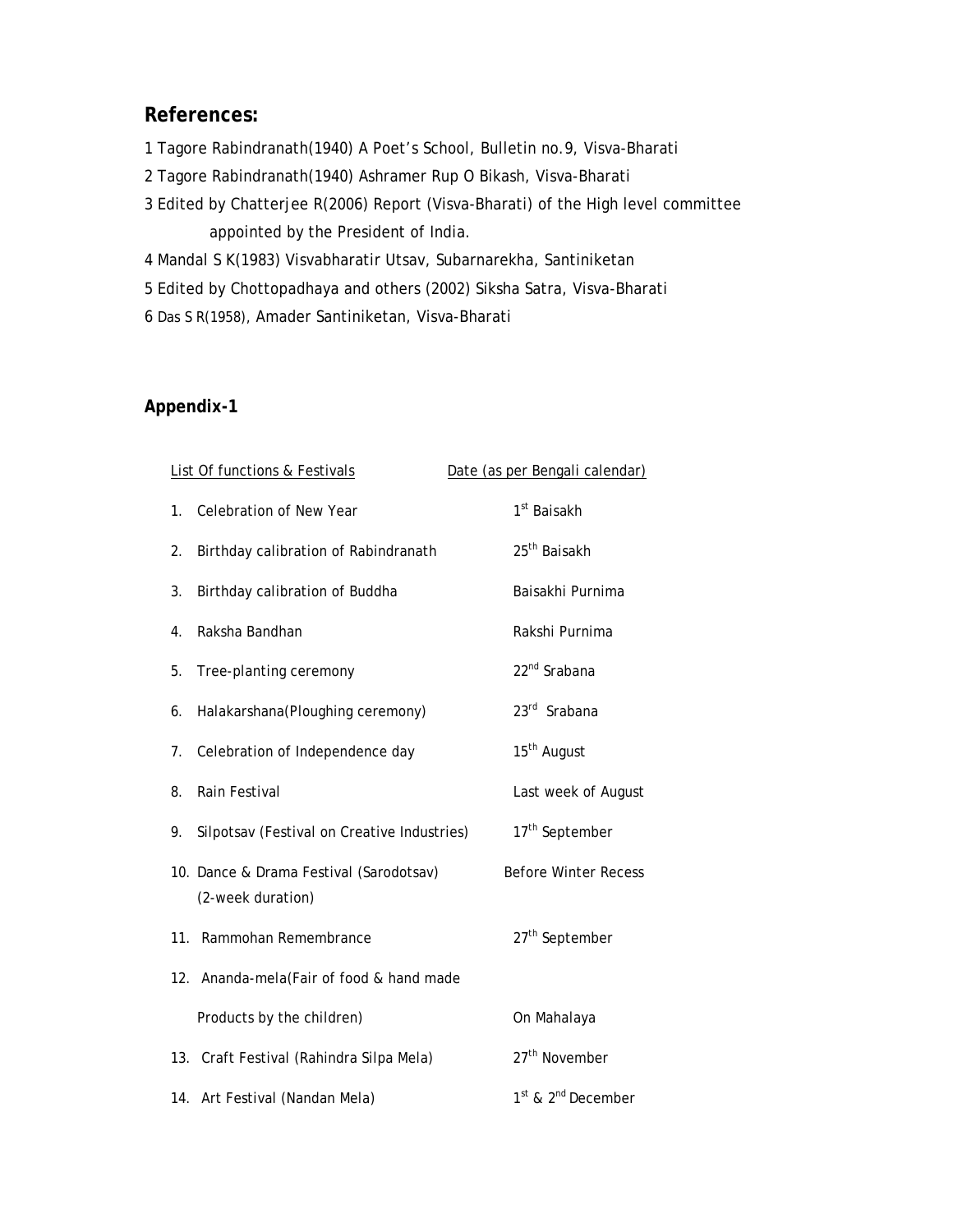## References:

1 Tagore Rabindranath(1940) A Poet's School, Bulletin no.9, Visva-Bharati

2 Tagore Rabindranath(1940) Ashramer Rup O Bikash, Visva-Bharati

3 Edited by Chatterjee R(2006) Report (Visva-Bharati) of the High level committee appointed by the President of India.

4 Mandal S K(1983) Visvabharatir Utsav, Subarnarekha, Santiniketan

5 Edited by Chottopadhaya and others (2002) Siksha Satra, Visva-Bharati

6 Das S R(1958), Amader Santiniketan, Visva-Bharati

## Appendix-1

| List Of functions & Festivals | Date (as per Bengali calendar) |
|---|---|
| 1. Celebration of New Year | 1st Baisakh |
| 2. Birthday calibration of Rabindranath | 25th Baisakh |
| 3. Birthday calibration of Buddha | Baisakhi Purnima |
| 4. Raksha Bandhan | Rakshi Purnima |
| 5. Tree-planting ceremony | 22nd Srabana |
| 6. Halakarshana(Ploughing ceremony) | 23rd Srabana |
| 7. Celebration of Independence day | 15th August |
| 8. Rain Festival | Last week of August |
| 9. Silpotsav (Festival on Creative Industries) | 17th September |
| 10. Dance & Drama Festival (Sarodotsav) (2-week duration) | Before Winter Recess |
| 11. Rammohan Remembrance | 27th September |
| 12. Ananda-mela(Fair of food & hand made Products by the children) | On Mahalaya |
| 13. Craft Festival (Rahindra Silpa Mela) | 27th November |
| 14. Art Festival (Nandan Mela) | 1st & 2nd December |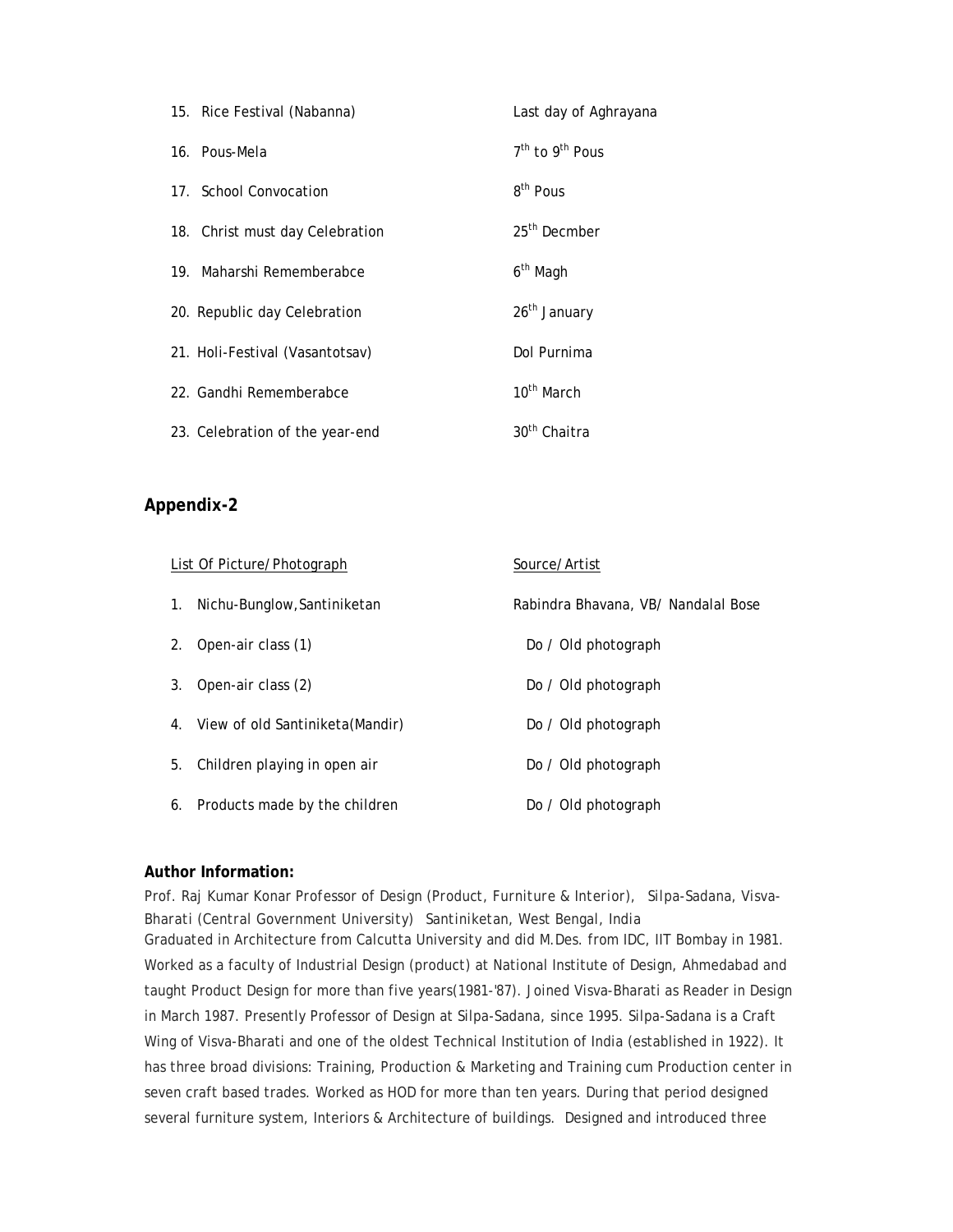| | |
|---|---|
| 15. Rice Festival (Nabanna) | Last day of Aghrayana |
| 16. Pous-Mela | 7th to 9th Pous |
| 17. School Convocation | 8th Pous |
| 18. Christ must day Celebration | 25th Decmber |
| 19. Maharshi Rememberabce | 6th Magh |
| 20. Republic day Celebration | 26th January |
| 21. Holi-Festival (Vasantotsav) | Dol Purnima |
| 22. Gandhi Rememberabce | 10th March |
| 23. Celebration of the year-end | 30th Chaitra |

## Appendix-2

| List Of Picture/Photograph | Source/Artist |
|---|---|
| 1. Nichu-Bunglow, Santiniketan | Rabindra Bhavana, VB/ Nandalal Bose |
| 2. Open-air class (1) | Do / Old photograph |
| 3. Open-air class (2) | Do / Old photograph |
| 4. View of old Santiniketa(Mandir) | Do / Old photograph |
| 5. Children playing in open air | Do / Old photograph |
| 6. Products made by the children | Do / Old photograph |

**Author Information:**

Prof. Raj Kumar Konar Professor of Design (Product, Furniture & Interior), Silpa-Sadana, Visva-Bharati (Central Government University) Santiniketan, West Bengal, India

Graduated in Architecture from Calcutta University and did M.Des. from IDC, IIT Bombay in 1981. Worked as a faculty of Industrial Design (product) at National Institute of Design, Ahmedabad and taught Product Design for more than five years(1981-'87). Joined Visva-Bharati as Reader in Design in March 1987. Presently Professor of Design at Silpa-Sadana, since 1995. Silpa-Sadana is a Craft Wing of Visva-Bharati and one of the oldest Technical Institution of India (established in 1922). It has three broad divisions: Training, Production & Marketing and Training cum Production center in seven craft based trades. Worked as HOD for more than ten years. During that period designed several furniture system, Interiors & Architecture of buildings. Designed and introduced three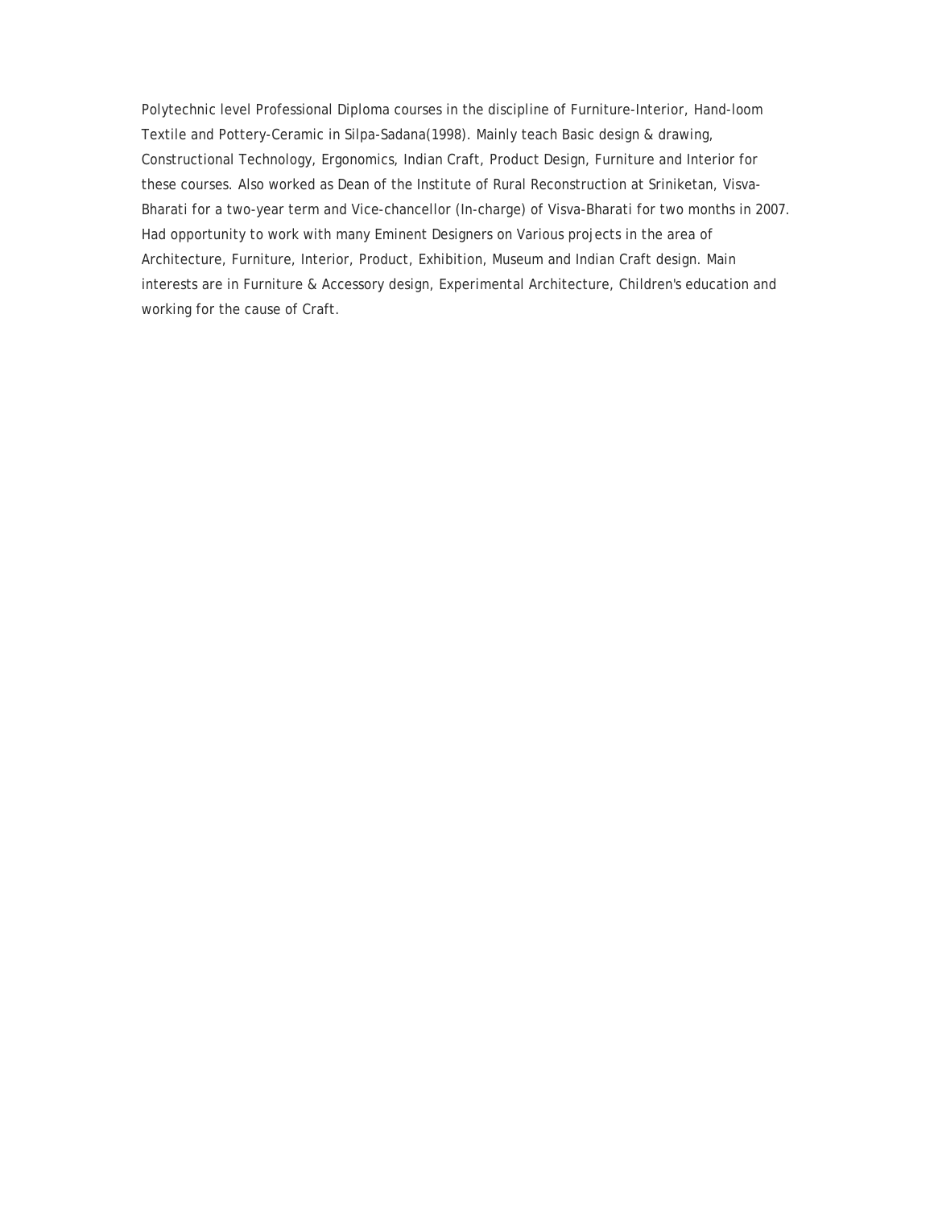Polytechnic level Professional Diploma courses in the discipline of Furniture-Interior, Hand-loom Textile and Pottery-Ceramic in Silpa-Sadana(1998). Mainly teach Basic design & drawing, Constructional Technology, Ergonomics, Indian Craft, Product Design, Furniture and Interior for these courses. Also worked as Dean of the Institute of Rural Reconstruction at Sriniketan, Visva-Bharati for a two-year term and Vice-chancellor (In-charge) of Visva-Bharati for two months in 2007. Had opportunity to work with many Eminent Designers on Various projects in the area of Architecture, Furniture, Interior, Product, Exhibition, Museum and Indian Craft design. Main interests are in Furniture & Accessory design, Experimental Architecture, Children's education and working for the cause of Craft.